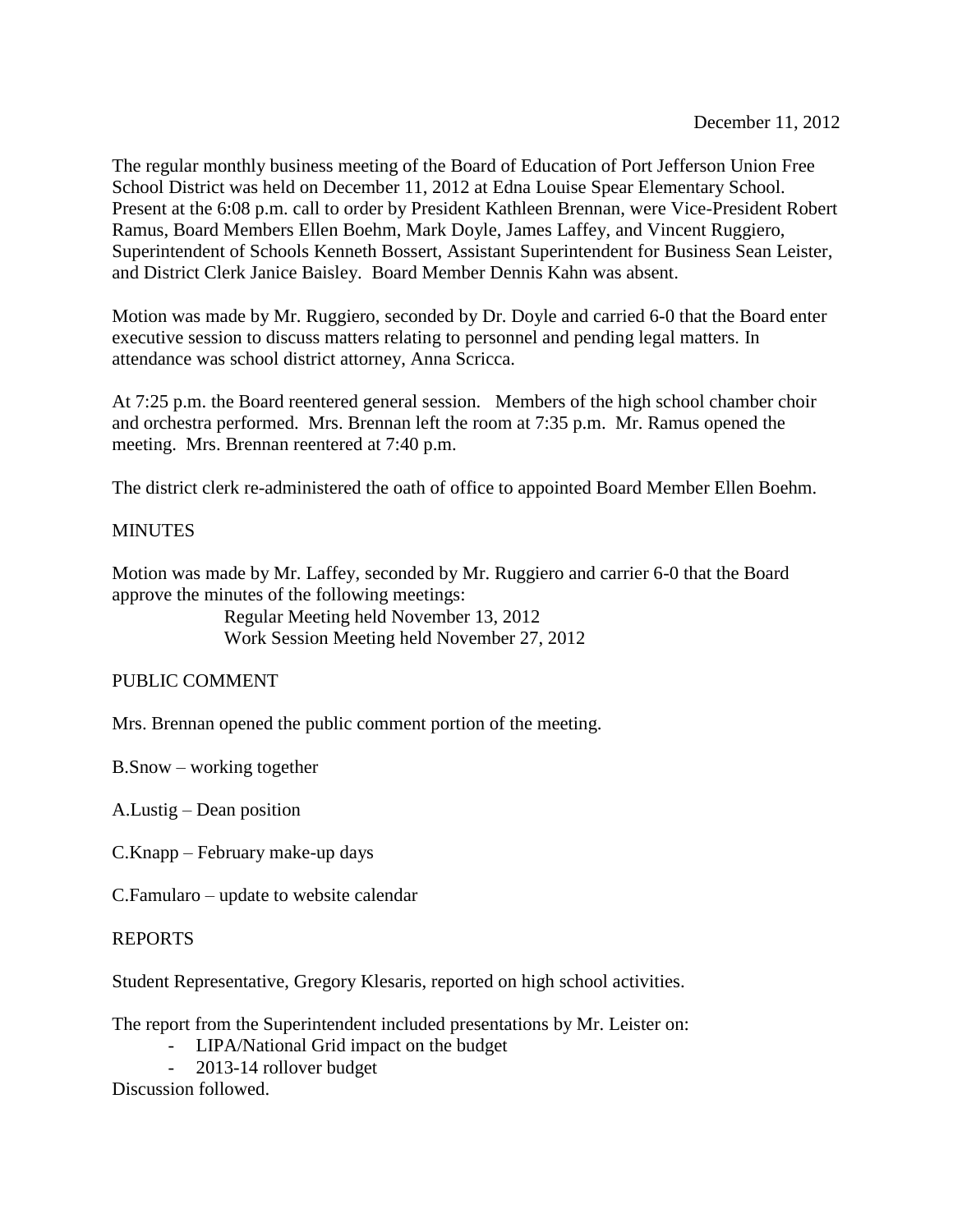December 11, 2012

The regular monthly business meeting of the Board of Education of Port Jefferson Union Free School District was held on December 11, 2012 at Edna Louise Spear Elementary School. Present at the 6:08 p.m. call to order by President Kathleen Brennan, were Vice-President Robert Ramus, Board Members Ellen Boehm, Mark Doyle, James Laffey, and Vincent Ruggiero, Superintendent of Schools Kenneth Bossert, Assistant Superintendent for Business Sean Leister, and District Clerk Janice Baisley. Board Member Dennis Kahn was absent.

Motion was made by Mr. Ruggiero, seconded by Dr. Doyle and carried 6-0 that the Board enter executive session to discuss matters relating to personnel and pending legal matters. In attendance was school district attorney, Anna Scricca.

At 7:25 p.m. the Board reentered general session. Members of the high school chamber choir and orchestra performed. Mrs. Brennan left the room at 7:35 p.m. Mr. Ramus opened the meeting. Mrs. Brennan reentered at 7:40 p.m.

The district clerk re-administered the oath of office to appointed Board Member Ellen Boehm.

MINUTES

Motion was made by Mr. Laffey, seconded by Mr. Ruggiero and carrier 6-0 that the Board approve the minutes of the following meetings:

Regular Meeting held November 13, 2012
Work Session Meeting held November 27, 2012

PUBLIC COMMENT

Mrs. Brennan opened the public comment portion of the meeting.

B.Snow – working together

A.Lustig – Dean position

C.Knapp – February make-up days

C.Famularo – update to website calendar

REPORTS

Student Representative, Gregory Klesaris, reported on high school activities.

The report from the Superintendent included presentations by Mr. Leister on:

- LIPA/National Grid impact on the budget
- 2013-14 rollover budget

Discussion followed.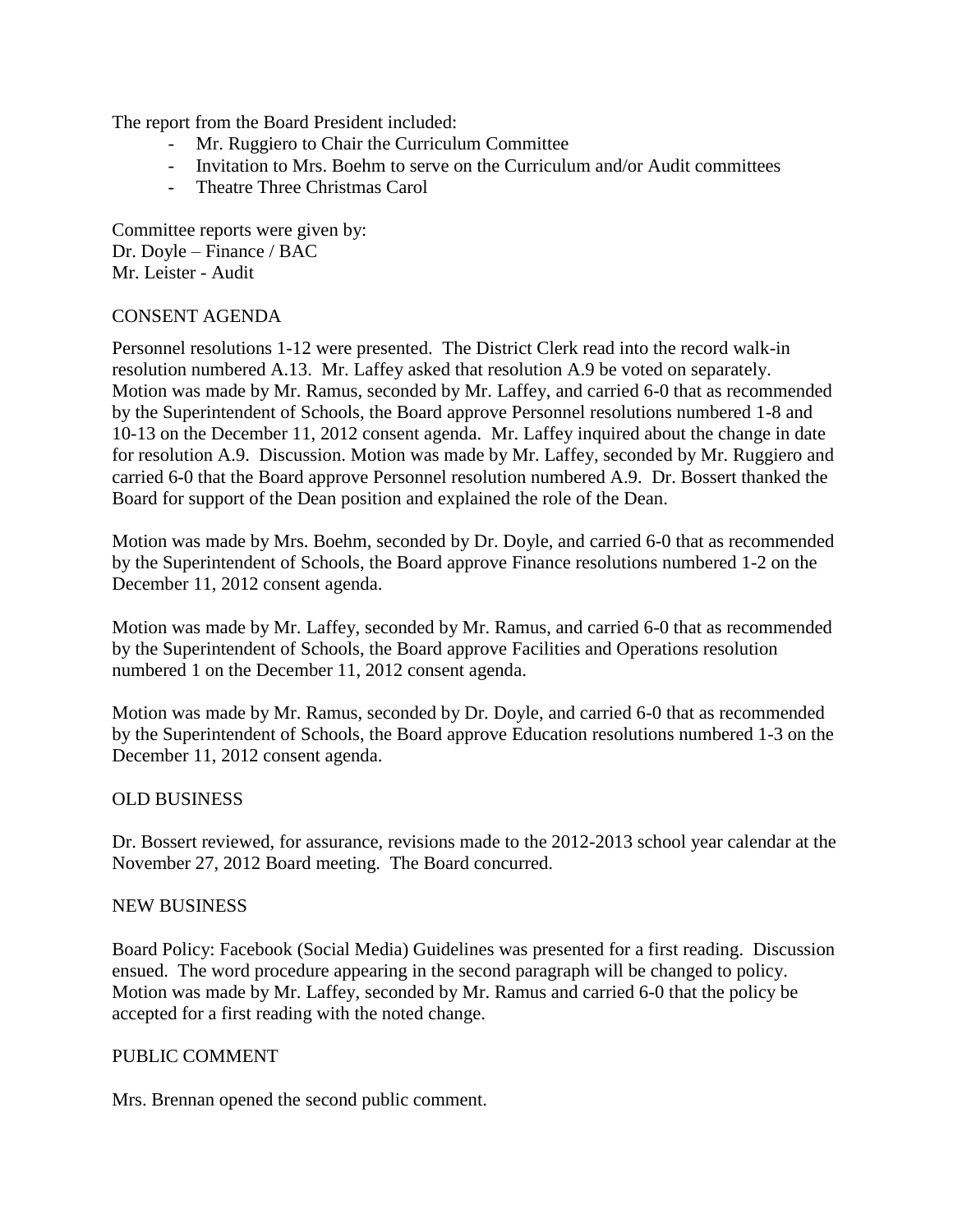The report from the Board President included:

- Mr. Ruggiero to Chair the Curriculum Committee
- Invitation to Mrs. Boehm to serve on the Curriculum and/or Audit committees
- Theatre Three Christmas Carol

Committee reports were given by:
Dr. Doyle – Finance / BAC
Mr. Leister - Audit

CONSENT AGENDA

Personnel resolutions 1-12 were presented. The District Clerk read into the record walk-in resolution numbered A.13. Mr. Laffey asked that resolution A.9 be voted on separately. Motion was made by Mr. Ramus, seconded by Mr. Laffey, and carried 6-0 that as recommended by the Superintendent of Schools, the Board approve Personnel resolutions numbered 1-8 and 10-13 on the December 11, 2012 consent agenda. Mr. Laffey inquired about the change in date for resolution A.9. Discussion. Motion was made by Mr. Laffey, seconded by Mr. Ruggiero and carried 6-0 that the Board approve Personnel resolution numbered A.9. Dr. Bossert thanked the Board for support of the Dean position and explained the role of the Dean.

Motion was made by Mrs. Boehm, seconded by Dr. Doyle, and carried 6-0 that as recommended by the Superintendent of Schools, the Board approve Finance resolutions numbered 1-2 on the December 11, 2012 consent agenda.

Motion was made by Mr. Laffey, seconded by Mr. Ramus, and carried 6-0 that as recommended by the Superintendent of Schools, the Board approve Facilities and Operations resolution numbered 1 on the December 11, 2012 consent agenda.

Motion was made by Mr. Ramus, seconded by Dr. Doyle, and carried 6-0 that as recommended by the Superintendent of Schools, the Board approve Education resolutions numbered 1-3 on the December 11, 2012 consent agenda.

OLD BUSINESS

Dr. Bossert reviewed, for assurance, revisions made to the 2012-2013 school year calendar at the November 27, 2012 Board meeting. The Board concurred.

NEW BUSINESS

Board Policy: Facebook (Social Media) Guidelines was presented for a first reading. Discussion ensued. The word procedure appearing in the second paragraph will be changed to policy. Motion was made by Mr. Laffey, seconded by Mr. Ramus and carried 6-0 that the policy be accepted for a first reading with the noted change.

PUBLIC COMMENT

Mrs. Brennan opened the second public comment.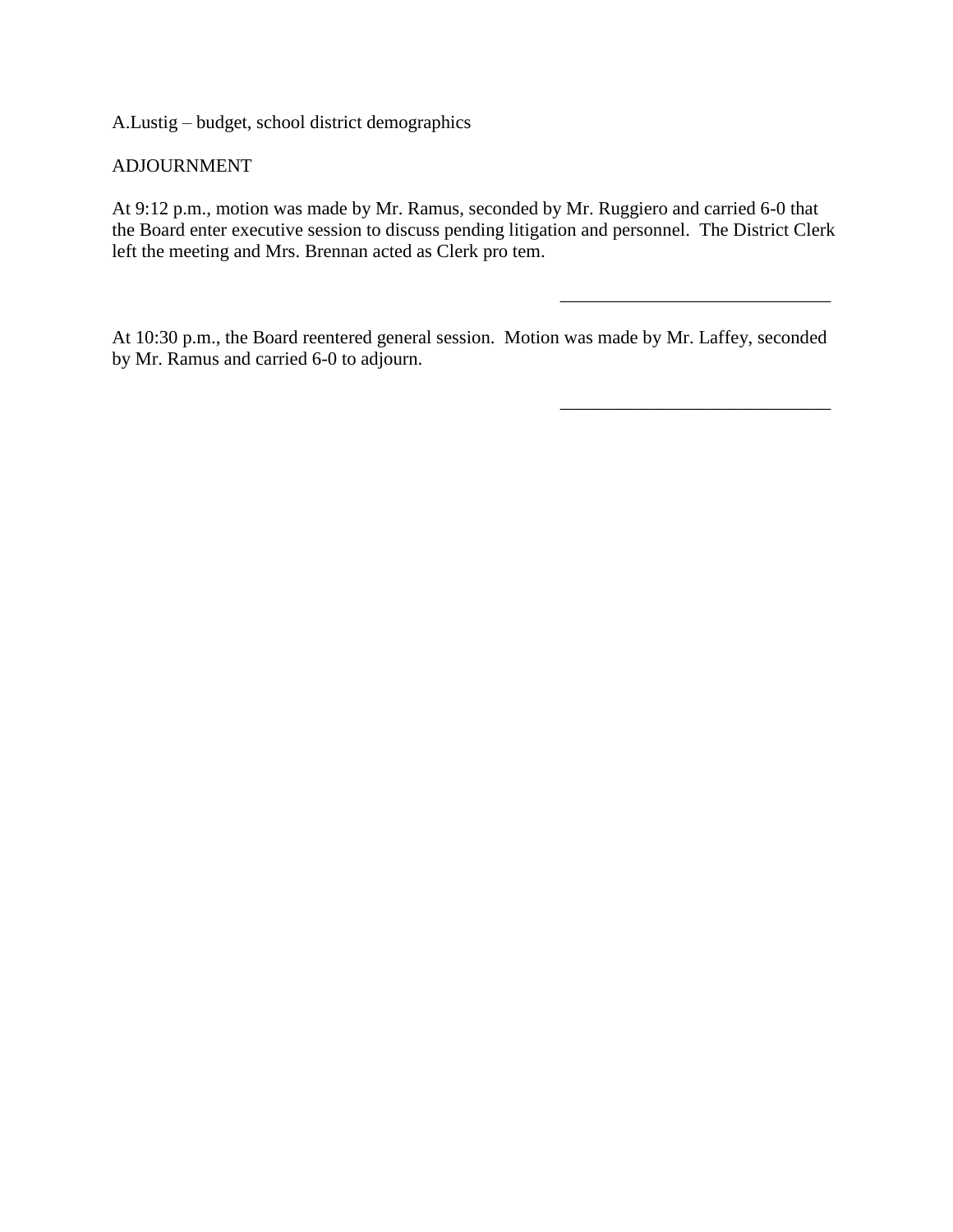A.Lustig – budget, school district demographics

ADJOURNMENT

At 9:12 p.m., motion was made by Mr. Ramus, seconded by Mr. Ruggiero and carried 6-0 that the Board enter executive session to discuss pending litigation and personnel. The District Clerk left the meeting and Mrs. Brennan acted as Clerk pro tem.

\_\_\_\_\_\_\_\_\_\_\_\_\_\_\_\_\_\_\_\_\_\_\_\_\_\_\_\_\_\_

At 10:30 p.m., the Board reentered general session. Motion was made by Mr. Laffey, seconded by Mr. Ramus and carried 6-0 to adjourn.

\_\_\_\_\_\_\_\_\_\_\_\_\_\_\_\_\_\_\_\_\_\_\_\_\_\_\_\_\_\_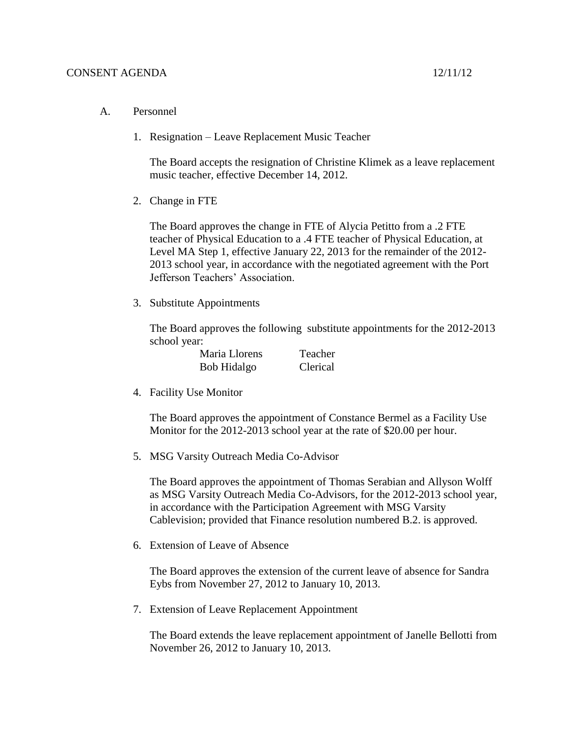CONSENT AGENDA 12/11/12

A. Personnel

1. Resignation – Leave Replacement Music Teacher

   The Board accepts the resignation of Christine Klimek as a leave replacement music teacher, effective December 14, 2012.

2. Change in FTE

   The Board approves the change in FTE of Alycia Petitto from a .2 FTE teacher of Physical Education to a .4 FTE teacher of Physical Education, at Level MA Step 1, effective January 22, 2013 for the remainder of the 2012-2013 school year, in accordance with the negotiated agreement with the Port Jefferson Teachers' Association.

3. Substitute Appointments

   The Board approves the following substitute appointments for the 2012-2013 school year:

   | | |
   |---|---|
   | Maria Llorens | Teacher |
   | Bob Hidalgo | Clerical |

4. Facility Use Monitor

   The Board approves the appointment of Constance Bermel as a Facility Use Monitor for the 2012-2013 school year at the rate of $20.00 per hour.

5. MSG Varsity Outreach Media Co-Advisor

   The Board approves the appointment of Thomas Serabian and Allyson Wolff as MSG Varsity Outreach Media Co-Advisors, for the 2012-2013 school year, in accordance with the Participation Agreement with MSG Varsity Cablevision; provided that Finance resolution numbered B.2. is approved.

6. Extension of Leave of Absence

   The Board approves the extension of the current leave of absence for Sandra Eybs from November 27, 2012 to January 10, 2013.

7. Extension of Leave Replacement Appointment

   The Board extends the leave replacement appointment of Janelle Bellotti from November 26, 2012 to January 10, 2013.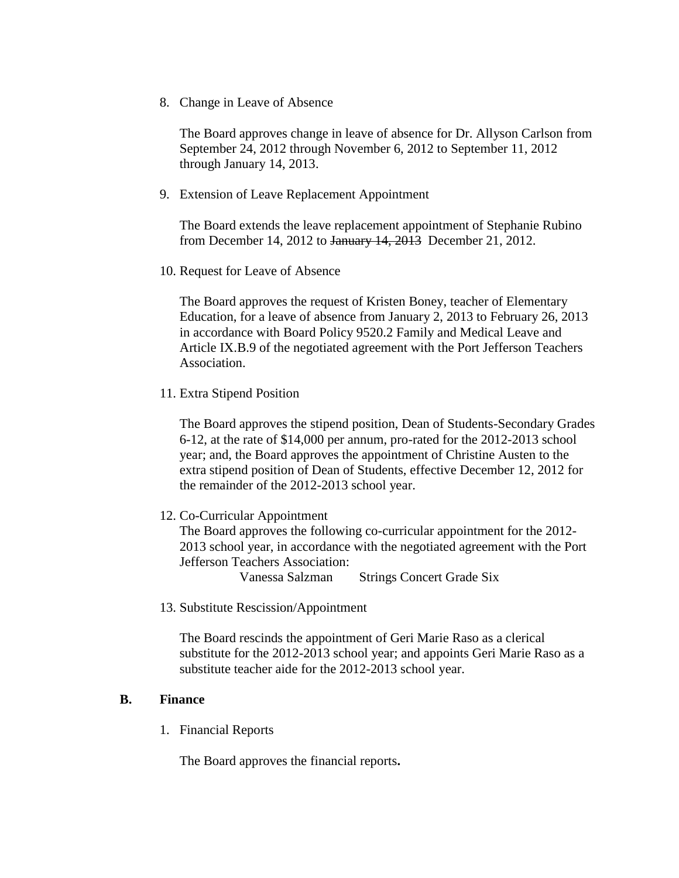8. Change in Leave of Absence

   The Board approves change in leave of absence for Dr. Allyson Carlson from September 24, 2012 through November 6, 2012 to September 11, 2012 through January 14, 2013.

9. Extension of Leave Replacement Appointment

   The Board extends the leave replacement appointment of Stephanie Rubino from December 14, 2012 to ~~January 14, 2013~~ December 21, 2012.

10. Request for Leave of Absence

    The Board approves the request of Kristen Boney, teacher of Elementary Education, for a leave of absence from January 2, 2013 to February 26, 2013 in accordance with Board Policy 9520.2 Family and Medical Leave and Article IX.B.9 of the negotiated agreement with the Port Jefferson Teachers Association.

11. Extra Stipend Position

    The Board approves the stipend position, Dean of Students-Secondary Grades 6-12, at the rate of $14,000 per annum, pro-rated for the 2012-2013 school year; and, the Board approves the appointment of Christine Austen to the extra stipend position of Dean of Students, effective December 12, 2012 for the remainder of the 2012-2013 school year.

12. Co-Curricular Appointment

    The Board approves the following co-curricular appointment for the 2012-2013 school year, in accordance with the negotiated agreement with the Port Jefferson Teachers Association:

    Vanessa Salzman    Strings Concert Grade Six

13. Substitute Rescission/Appointment

    The Board rescinds the appointment of Geri Marie Raso as a clerical substitute for the 2012-2013 school year; and appoints Geri Marie Raso as a substitute teacher aide for the 2012-2013 school year.

**B. Finance**

1. Financial Reports

   The Board approves the financial reports**.**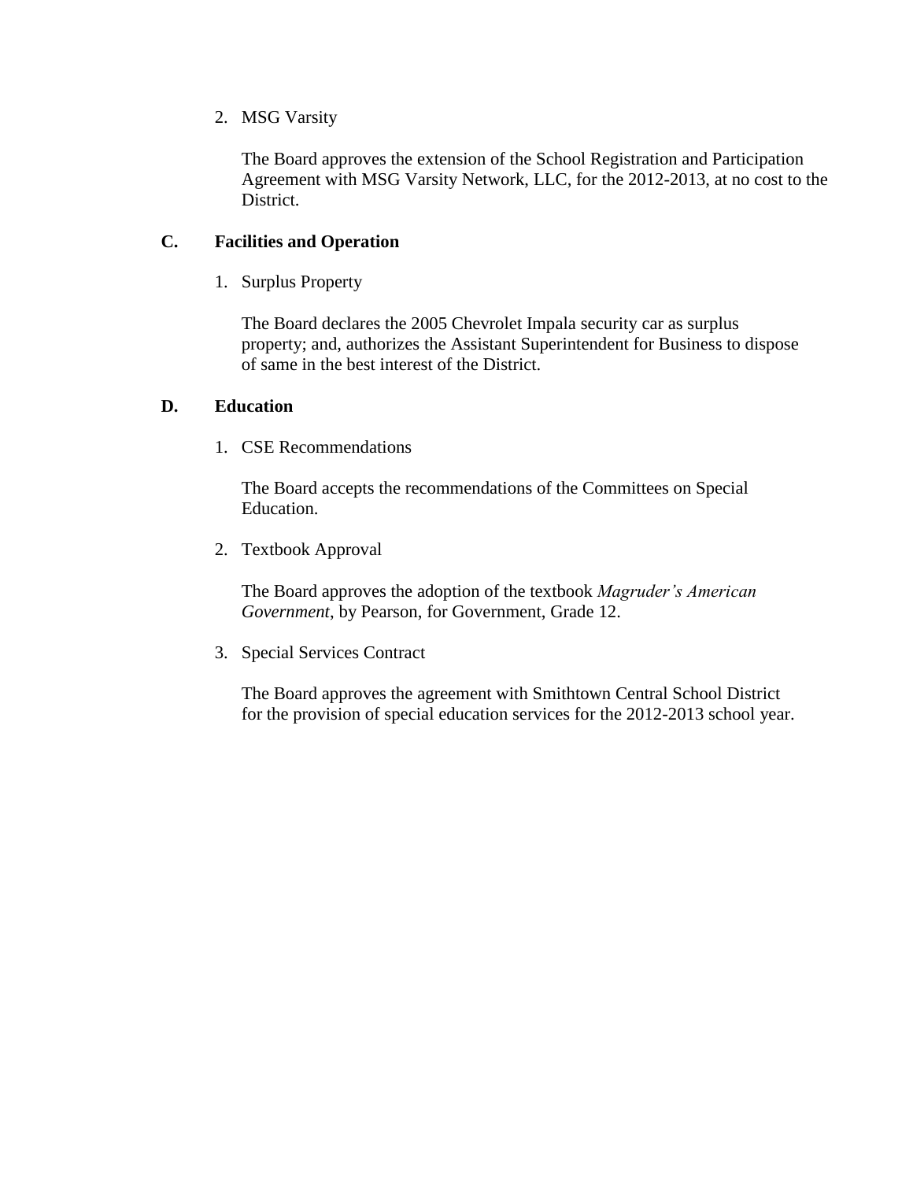2. MSG Varsity

   The Board approves the extension of the School Registration and Participation Agreement with MSG Varsity Network, LLC, for the 2012-2013, at no cost to the District.

**C. Facilities and Operation**

1. Surplus Property

   The Board declares the 2005 Chevrolet Impala security car as surplus property; and, authorizes the Assistant Superintendent for Business to dispose of same in the best interest of the District.

**D. Education**

1. CSE Recommendations

   The Board accepts the recommendations of the Committees on Special Education.

2. Textbook Approval

   The Board approves the adoption of the textbook *Magruder's American Government*, by Pearson, for Government, Grade 12.

3. Special Services Contract

   The Board approves the agreement with Smithtown Central School District for the provision of special education services for the 2012-2013 school year.